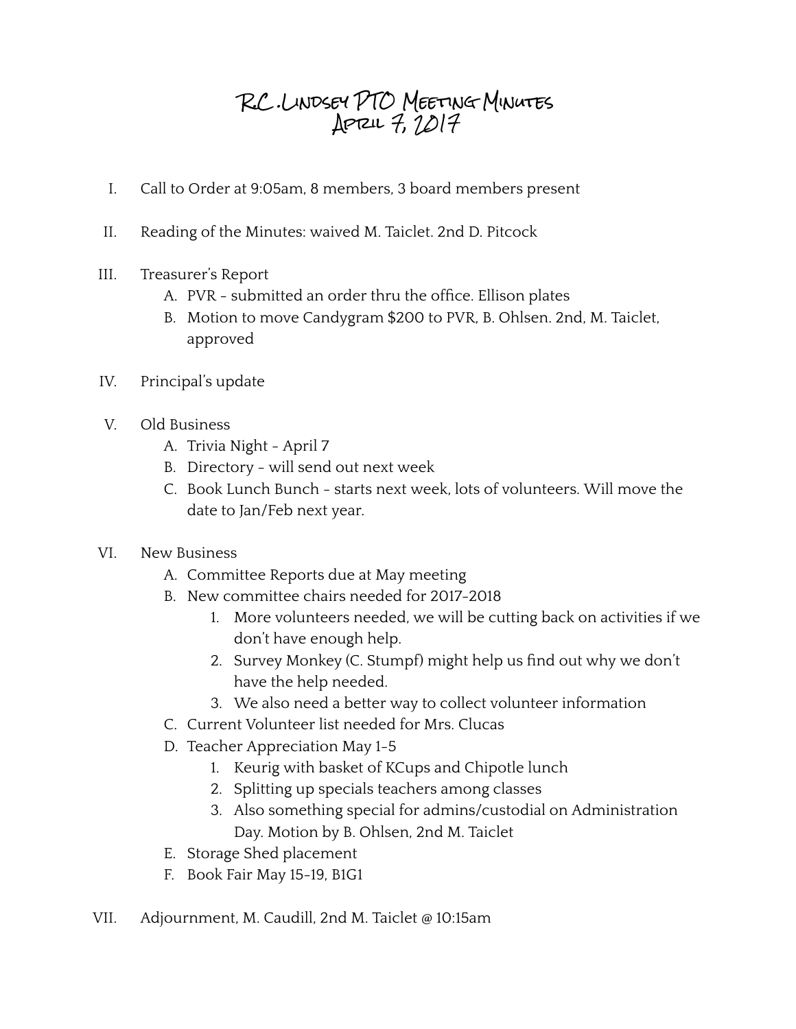# R.C. Lindsey PTO Meeting Minutes
## April 7, 2017

I. Call to Order at 9:05am, 8 members, 3 board members present

II. Reading of the Minutes: waived M. Taiclet. 2nd D. Pitcock

III. Treasurer's Report
   - A. PVR - submitted an order thru the office. Ellison plates
   - B. Motion to move Candygram $200 to PVR, B. Ohlsen. 2nd, M. Taiclet, approved

IV. Principal's update

V. Old Business
   - A. Trivia Night - April 7
   - B. Directory - will send out next week
   - C. Book Lunch Bunch - starts next week, lots of volunteers. Will move the date to Jan/Feb next year.

VI. New Business
   - A. Committee Reports due at May meeting
   - B. New committee chairs needed for 2017-2018
     1. More volunteers needed, we will be cutting back on activities if we don't have enough help.
     2. Survey Monkey (C. Stumpf) might help us find out why we don't have the help needed.
     3. We also need a better way to collect volunteer information
   - C. Current Volunteer list needed for Mrs. Clucas
   - D. Teacher Appreciation May 1-5
     1. Keurig with basket of KCups and Chipotle lunch
     2. Splitting up specials teachers among classes
     3. Also something special for admins/custodial on Administration Day. Motion by B. Ohlsen, 2nd M. Taiclet
   - E. Storage Shed placement
   - F. Book Fair May 15-19, B1G1

VII. Adjournment, M. Caudill, 2nd M. Taiclet @ 10:15am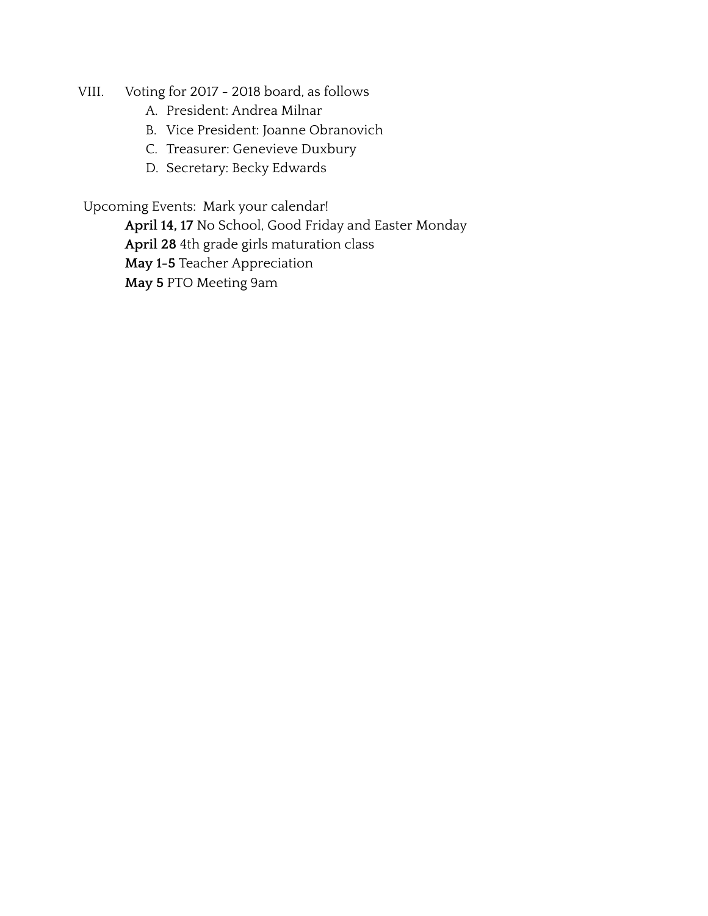VIII. Voting for 2017 - 2018 board, as follows

A. President: Andrea Milnar
B. Vice President: Joanne Obranovich
C. Treasurer: Genevieve Duxbury
D. Secretary: Becky Edwards

Upcoming Events: Mark your calendar!

**April 14, 17** No School, Good Friday and Easter Monday
**April 28** 4th grade girls maturation class
**May 1-5** Teacher Appreciation
**May 5** PTO Meeting 9am